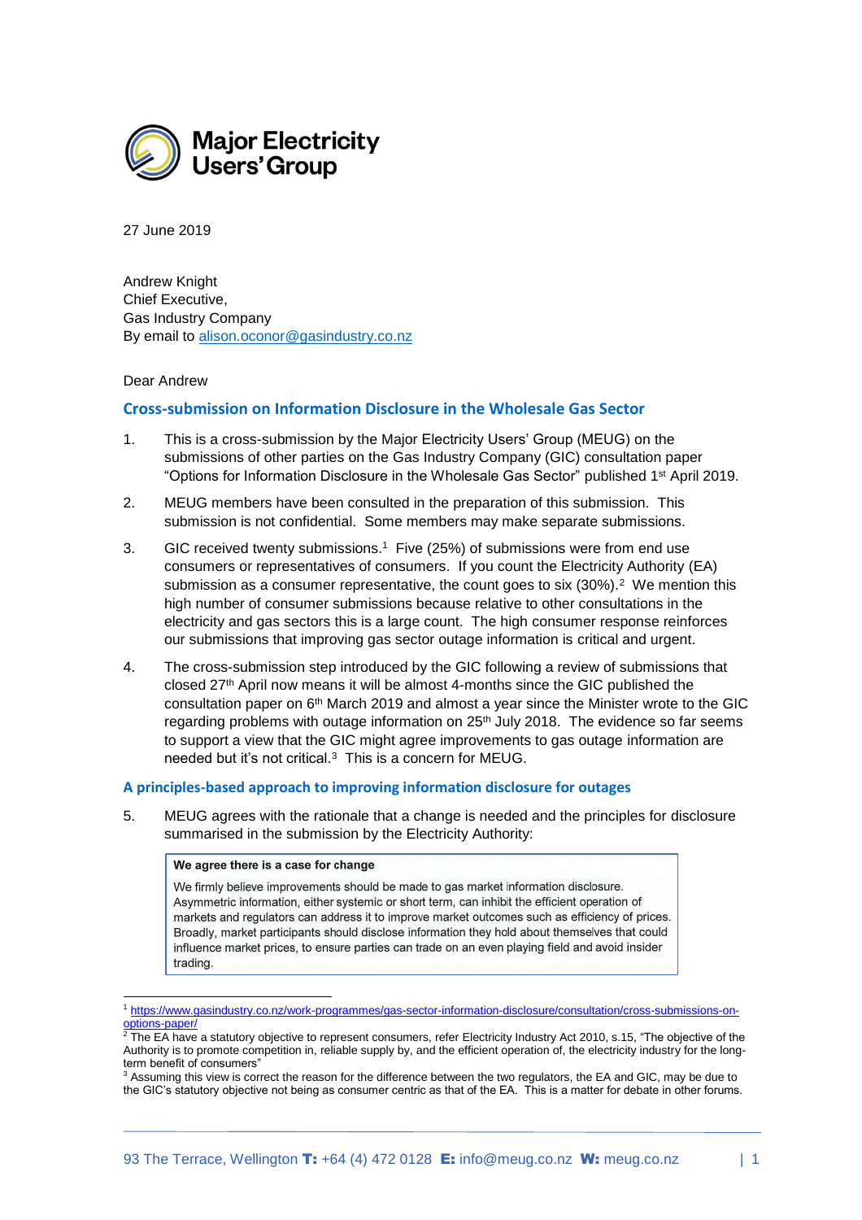**Major Electricity Users' Group**

27 June 2019

Andrew Knight
Chief Executive,
Gas Industry Company
By email to alison.oconor@gasindustry.co.nz

Dear Andrew

## Cross-submission on Information Disclosure in the Wholesale Gas Sector

1. This is a cross-submission by the Major Electricity Users' Group (MEUG) on the submissions of other parties on the Gas Industry Company (GIC) consultation paper "Options for Information Disclosure in the Wholesale Gas Sector" published 1st April 2019.

2. MEUG members have been consulted in the preparation of this submission. This submission is not confidential. Some members may make separate submissions.

3. GIC received twenty submissions.[1] Five (25%) of submissions were from end use consumers or representatives of consumers. If you count the Electricity Authority (EA) submission as a consumer representative, the count goes to six (30%).[2] We mention this high number of consumer submissions because relative to other consultations in the electricity and gas sectors this is a large count. The high consumer response reinforces our submissions that improving gas sector outage information is critical and urgent.

4. The cross-submission step introduced by the GIC following a review of submissions that closed 27th April now means it will be almost 4-months since the GIC published the consultation paper on 6th March 2019 and almost a year since the Minister wrote to the GIC regarding problems with outage information on 25th July 2018. The evidence so far seems to support a view that the GIC might agree improvements to gas outage information are needed but it's not critical.[3] This is a concern for MEUG.

## A principles-based approach to improving information disclosure for outages

5. MEUG agrees with the rationale that a change is needed and the principles for disclosure summarised in the submission by the Electricity Authority:

> **We agree there is a case for change**
>
> We firmly believe improvements should be made to gas market information disclosure. Asymmetric information, either systemic or short term, can inhibit the efficient operation of markets and regulators can address it to improve market outcomes such as efficiency of prices. Broadly, market participants should disclose information they hold about themselves that could influence market prices, to ensure parties can trade on an even playing field and avoid insider trading.

---

[1] https://www.gasindustry.co.nz/work-programmes/gas-sector-information-disclosure/consultation/cross-submissions-on-options-paper/

[2] The EA have a statutory objective to represent consumers, refer Electricity Industry Act 2010, s.15, "The objective of the Authority is to promote competition in, reliable supply by, and the efficient operation of, the electricity industry for the long-term benefit of consumers"

[3] Assuming this view is correct the reason for the difference between the two regulators, the EA and GIC, may be due to the GIC's statutory objective not being as consumer centric as that of the EA. This is a matter for debate in other forums.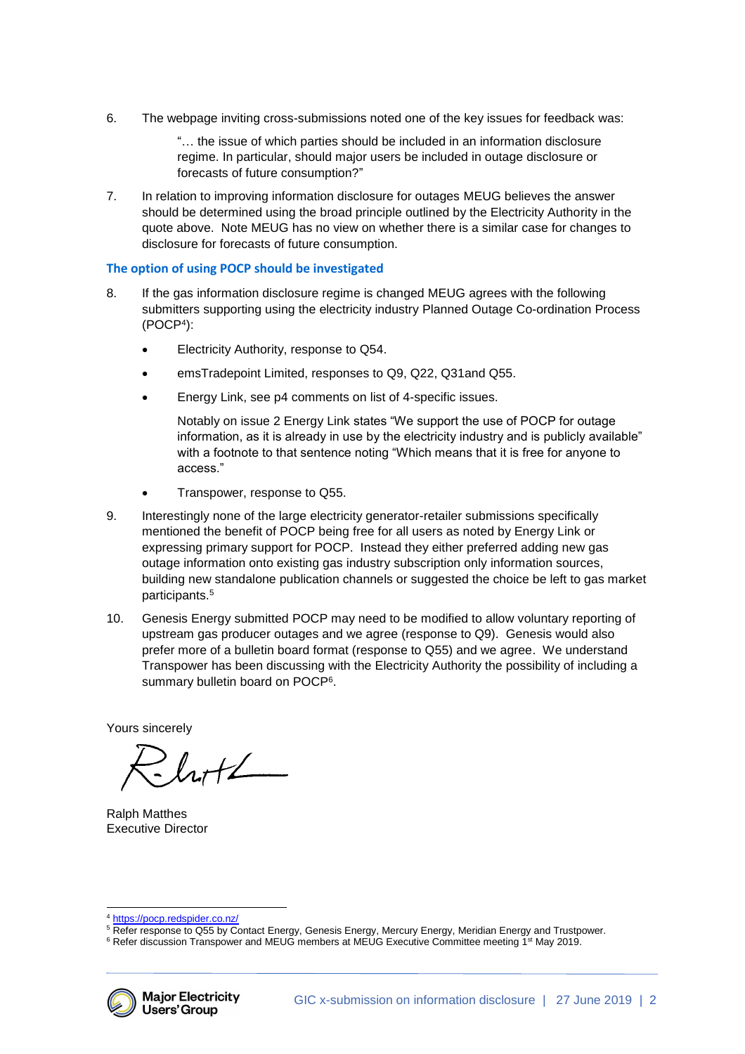6. The webpage inviting cross-submissions noted one of the key issues for feedback was:

   "… the issue of which parties should be included in an information disclosure regime. In particular, should major users be included in outage disclosure or forecasts of future consumption?"

7. In relation to improving information disclosure for outages MEUG believes the answer should be determined using the broad principle outlined by the Electricity Authority in the quote above. Note MEUG has no view on whether there is a similar case for changes to disclosure for forecasts of future consumption.

### The option of using POCP should be investigated

8. If the gas information disclosure regime is changed MEUG agrees with the following submitters supporting using the electricity industry Planned Outage Co-ordination Process (POCP[4]):

   - Electricity Authority, response to Q54.
   - emsTradepoint Limited, responses to Q9, Q22, Q31and Q55.
   - Energy Link, see p4 comments on list of 4-specific issues.

     Notably on issue 2 Energy Link states "We support the use of POCP for outage information, as it is already in use by the electricity industry and is publicly available" with a footnote to that sentence noting "Which means that it is free for anyone to access."

   - Transpower, response to Q55.

9. Interestingly none of the large electricity generator-retailer submissions specifically mentioned the benefit of POCP being free for all users as noted by Energy Link or expressing primary support for POCP. Instead they either preferred adding new gas outage information onto existing gas industry subscription only information sources, building new standalone publication channels or suggested the choice be left to gas market participants.[5]

10. Genesis Energy submitted POCP may need to be modified to allow voluntary reporting of upstream gas producer outages and we agree (response to Q9). Genesis would also prefer more of a bulletin board format (response to Q55) and we agree. We understand Transpower has been discussing with the Electricity Authority the possibility of including a summary bulletin board on POCP[6].

Yours sincerely

Ralph Matthes
Executive Director

[4] https://pocp.redspider.co.nz/

[5] Refer response to Q55 by Contact Energy, Genesis Energy, Mercury Energy, Meridian Energy and Trustpower.

[6] Refer discussion Transpower and MEUG members at MEUG Executive Committee meeting 1st May 2019.